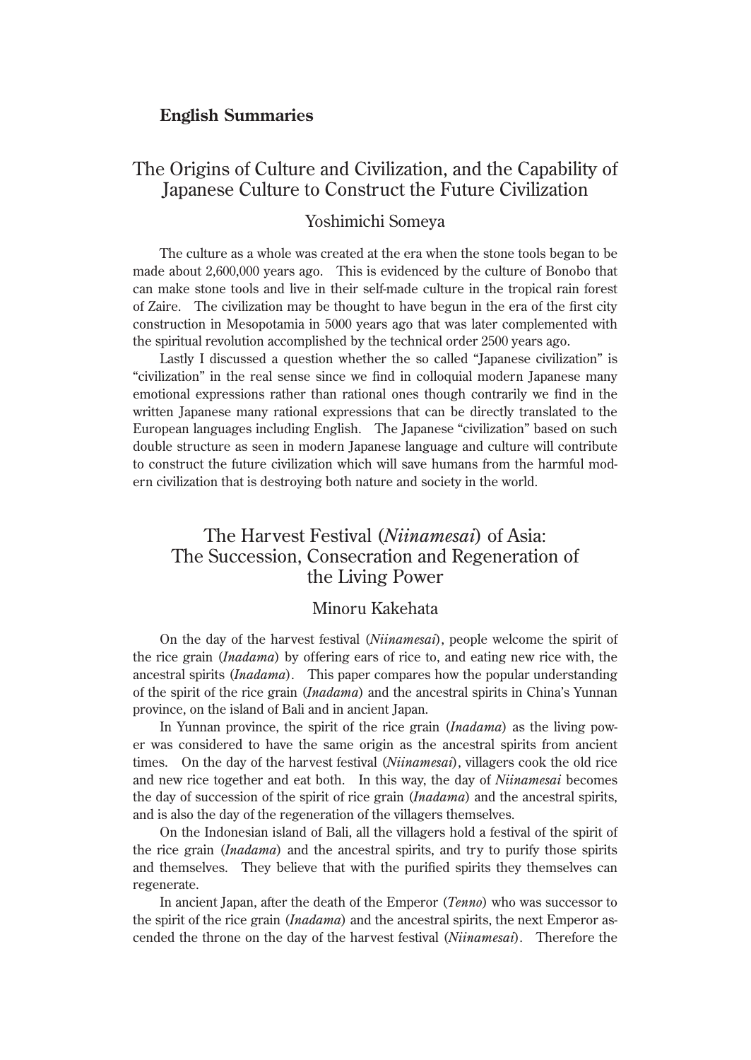## English Summaries

# The Origins of Culture and Civilization, and the Capability of Japanese Culture to Construct the Future Civilization

### Yoshimichi Someya

The culture as a whole was created at the era when the stone tools began to be made about 2,600,000 years ago. This is evidenced by the culture of Bonobo that can make stone tools and live in their self-made culture in the tropical rain forest of Zaire. The civilization may be thought to have begun in the era of the first city construction in Mesopotamia in 5000 years ago that was later complemented with the spiritual revolution accomplished by the technical order 2500 years ago.

Lastly I discussed a question whether the so called "Japanese civilization" is "civilization" in the real sense since we find in colloquial modern Japanese many emotional expressions rather than rational ones though contrarily we find in the written Japanese many rational expressions that can be directly translated to the European languages including English. The Japanese "civilization" based on such double structure as seen in modern Japanese language and culture will contribute to construct the future civilization which will save humans from the harmful modern civilization that is destroying both nature and society in the world.

# The Harvest Festival (*Niinamesai*) of Asia: The Succession, Consecration and Regeneration of the Living Power

### Minoru Kakehata

On the day of the harvest festival (*Niinamesai*), people welcome the spirit of the rice grain (*Inadama*) by offering ears of rice to, and eating new rice with, the ancestral spirits (*Inadama*). This paper compares how the popular understanding of the spirit of the rice grain (*Inadama*) and the ancestral spirits in China's Yunnan province, on the island of Bali and in ancient Japan.

In Yunnan province, the spirit of the rice grain (*Inadama*) as the living power was considered to have the same origin as the ancestral spirits from ancient times. On the day of the harvest festival (*Niinamesai*), villagers cook the old rice and new rice together and eat both. In this way, the day of *Niinamesai* becomes the day of succession of the spirit of rice grain (*Inadama*) and the ancestral spirits, and is also the day of the regeneration of the villagers themselves.

On the Indonesian island of Bali, all the villagers hold a festival of the spirit of the rice grain (*Inadama*) and the ancestral spirits, and try to purify those spirits and themselves. They believe that with the purified spirits they themselves can regenerate.

In ancient Japan, after the death of the Emperor (*Tenno*) who was successor to the spirit of the rice grain (*Inadama*) and the ancestral spirits, the next Emperor ascended the throne on the day of the harvest festival (*Niinamesai*). Therefore the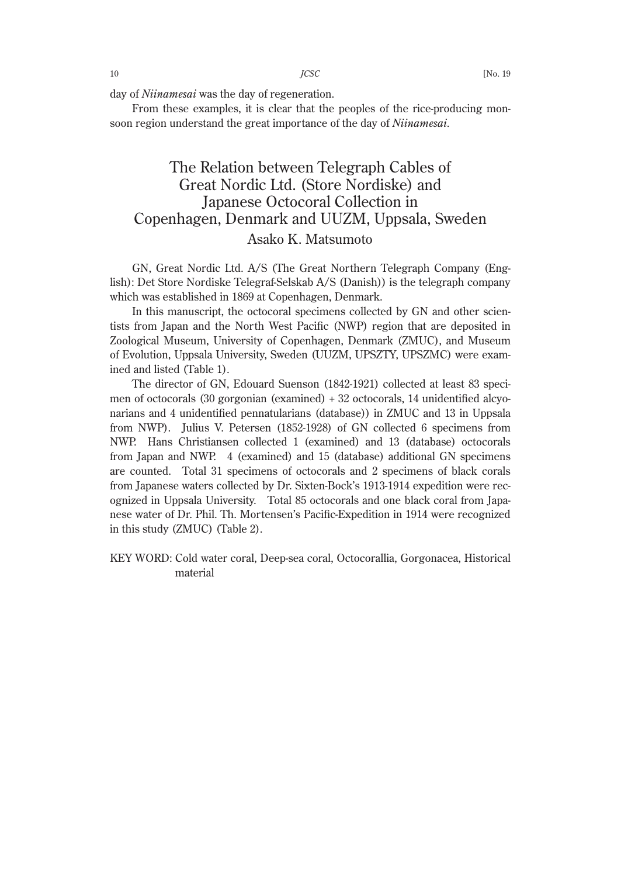day of *Niinamesai* was the day of regeneration.

From these examples, it is clear that the peoples of the rice-producing monsoon region understand the great importance of the day of *Niinamesai*.

# The Relation between Telegraph Cables of Great Nordic Ltd. (Store Nordiske) and Japanese Octocoral Collection in Copenhagen, Denmark and UUZM, Uppsala, Sweden

## Asako K. Matsumoto

GN, Great Nordic Ltd. A/S (The Great Northern Telegraph Company (English): Det Store Nordiske Telegraf-Selskab A/S (Danish)) is the telegraph company which was established in 1869 at Copenhagen, Denmark.

In this manuscript, the octocoral specimens collected by GN and other scientists from Japan and the North West Pacific (NWP) region that are deposited in Zoological Museum, University of Copenhagen, Denmark (ZMUC), and Museum of Evolution, Uppsala University, Sweden (UUZM, UPSZTY, UPSZMC) were examined and listed (Table 1).

The director of GN, Edouard Suenson (1842-1921) collected at least 83 specimen of octocorals (30 gorgonian (examined) + 32 octocorals, 14 unidentified alcyonarians and 4 unidentified pennatularians (database)) in ZMUC and 13 in Uppsala from NWP). Julius V. Petersen (1852-1928) of GN collected 6 specimens from NWP. Hans Christiansen collected 1 (examined) and 13 (database) octocorals from Japan and NWP. 4 (examined) and 15 (database) additional GN specimens are counted. Total 31 specimens of octocorals and 2 specimens of black corals from Japanese waters collected by Dr. Sixten-Bock's 1913-1914 expedition were recognized in Uppsala University. Total 85 octocorals and one black coral from Japanese water of Dr. Phil. Th. Mortensen's Pacific-Expedition in 1914 were recognized in this study (ZMUC) (Table 2).

KEY WORD: Cold water coral, Deep-sea coral, Octocorallia, Gorgonacea, Historical material